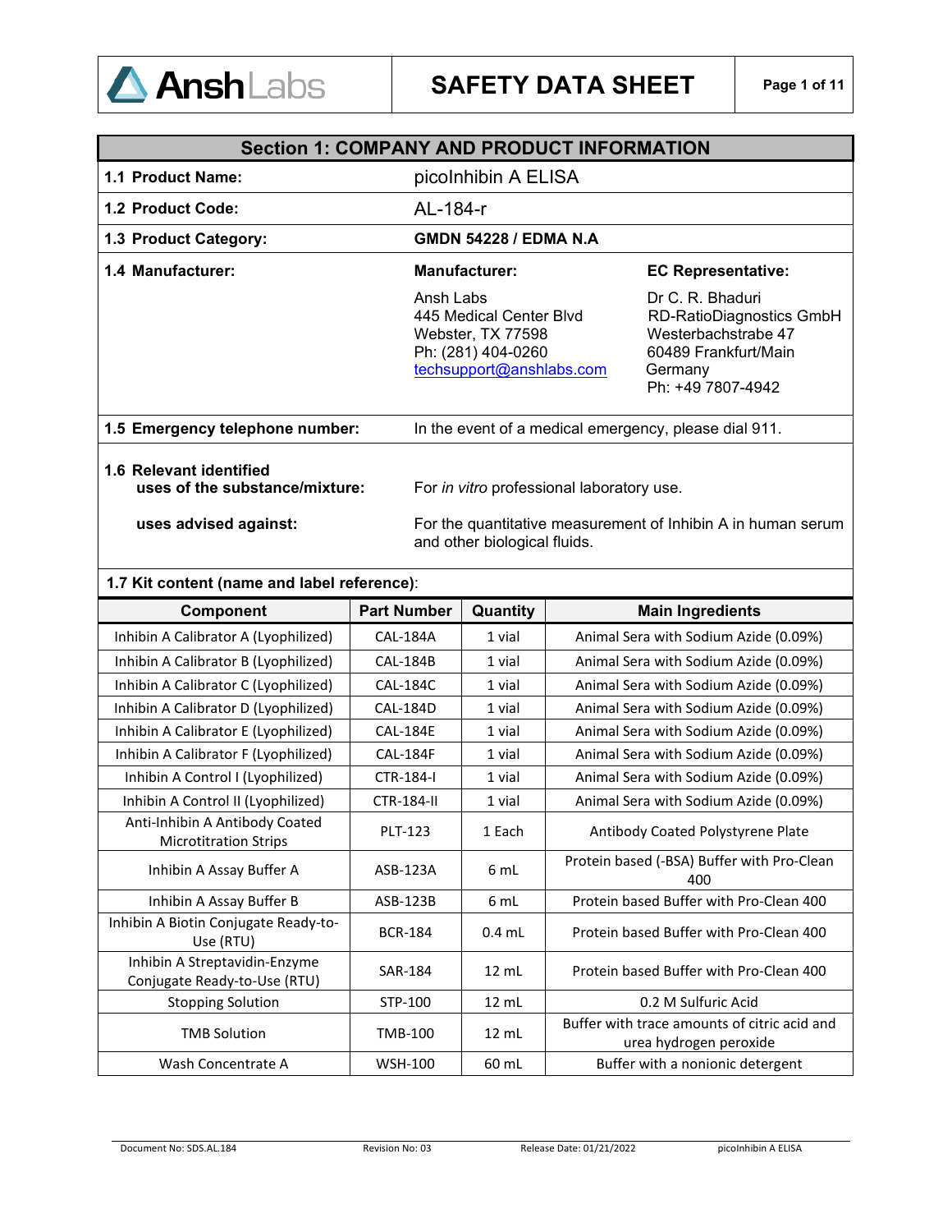# SAFETY DATA SHEET

## Section 1: COMPANY AND PRODUCT INFORMATION

| | |
|---|---|
| **1.1 Product Name:** | picoInhibin A ELISA |
| **1.2 Product Code:** | AL-184-r |
| **1.3 Product Category:** | **GMDN 54228 / EDMA N.A** |

**1.4 Manufacturer:**

| **Manufacturer:** | **EC Representative:** |
|---|---|
| Ansh Labs<br>445 Medical Center Blvd<br>Webster, TX 77598<br>Ph: (281) 404-0260<br>techsupport@anshlabs.com | Dr C. R. Bhaduri<br>RD-RatioDiagnostics GmbH<br>Westerbachstrabe 47<br>60489 Frankfurt/Main<br>Germany<br>Ph: +49 7807-4942 |

**1.5 Emergency telephone number:** In the event of a medical emergency, please dial 911.

**1.6 Relevant identified uses of the substance/mixture:** For *in vitro* professional laboratory use.

**uses advised against:** For the quantitative measurement of Inhibin A in human serum and other biological fluids.

**1.7 Kit content (name and label reference)**:

| Component | Part Number | Quantity | Main Ingredients |
|---|---|---|---|
| Inhibin A Calibrator A (Lyophilized) | CAL-184A | 1 vial | Animal Sera with Sodium Azide (0.09%) |
| Inhibin A Calibrator B (Lyophilized) | CAL-184B | 1 vial | Animal Sera with Sodium Azide (0.09%) |
| Inhibin A Calibrator C (Lyophilized) | CAL-184C | 1 vial | Animal Sera with Sodium Azide (0.09%) |
| Inhibin A Calibrator D (Lyophilized) | CAL-184D | 1 vial | Animal Sera with Sodium Azide (0.09%) |
| Inhibin A Calibrator E (Lyophilized) | CAL-184E | 1 vial | Animal Sera with Sodium Azide (0.09%) |
| Inhibin A Calibrator F (Lyophilized) | CAL-184F | 1 vial | Animal Sera with Sodium Azide (0.09%) |
| Inhibin A Control I (Lyophilized) | CTR-184-I | 1 vial | Animal Sera with Sodium Azide (0.09%) |
| Inhibin A Control II (Lyophilized) | CTR-184-II | 1 vial | Animal Sera with Sodium Azide (0.09%) |
| Anti-Inhibin A Antibody Coated Microtitration Strips | PLT-123 | 1 Each | Antibody Coated Polystyrene Plate |
| Inhibin A Assay Buffer A | ASB-123A | 6 mL | Protein based (-BSA) Buffer with Pro-Clean 400 |
| Inhibin A Assay Buffer B | ASB-123B | 6 mL | Protein based Buffer with Pro-Clean 400 |
| Inhibin A Biotin Conjugate Ready-to-Use (RTU) | BCR-184 | 0.4 mL | Protein based Buffer with Pro-Clean 400 |
| Inhibin A Streptavidin-Enzyme Conjugate Ready-to-Use (RTU) | SAR-184 | 12 mL | Protein based Buffer with Pro-Clean 400 |
| Stopping Solution | STP-100 | 12 mL | 0.2 M Sulfuric Acid |
| TMB Solution | TMB-100 | 12 mL | Buffer with trace amounts of citric acid and urea hydrogen peroxide |
| Wash Concentrate A | WSH-100 | 60 mL | Buffer with a nonionic detergent |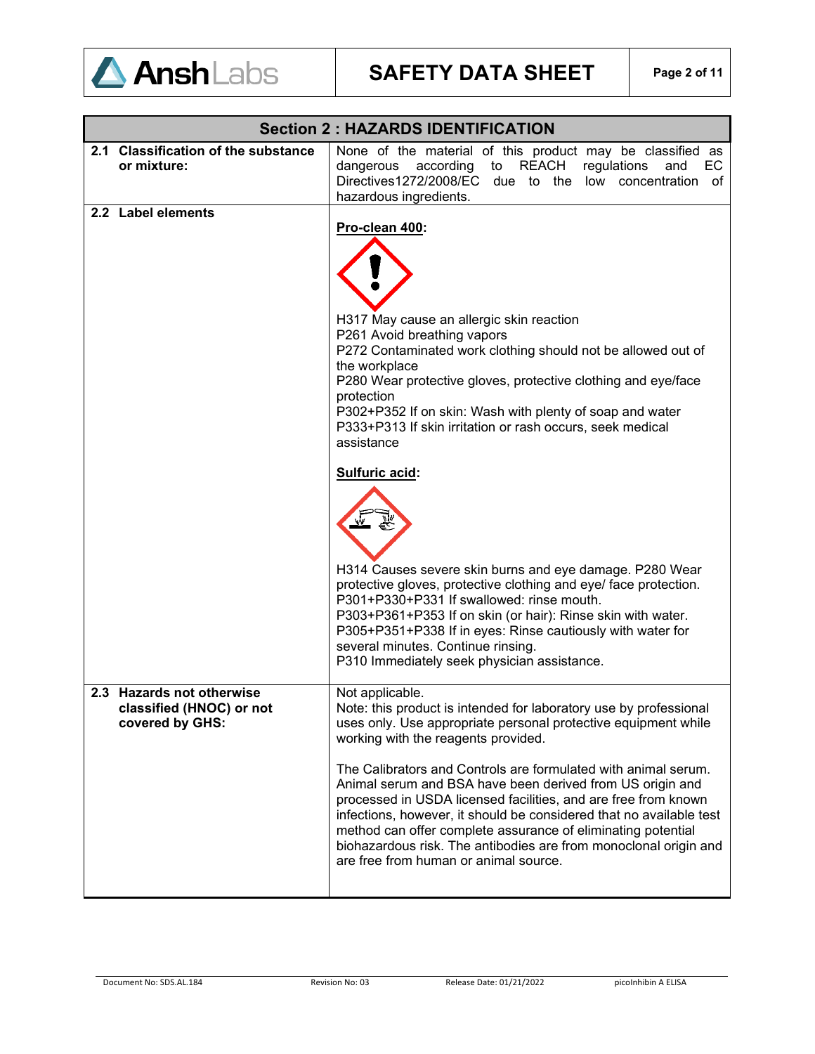## Section 2 : HAZARDS IDENTIFICATION

| | |
|---|---|
| **2.1 Classification of the substance or mixture:** | None of the material of this product may be classified as dangerous according to REACH regulations and EC Directives1272/2008/EC due to the low concentration of hazardous ingredients. |
| **2.2 Label elements** | **Pro-clean 400:**<br><br>H317 May cause an allergic skin reaction<br>P261 Avoid breathing vapors<br>P272 Contaminated work clothing should not be allowed out of the workplace<br>P280 Wear protective gloves, protective clothing and eye/face protection<br>P302+P352 If on skin: Wash with plenty of soap and water<br>P333+P313 If skin irritation or rash occurs, seek medical assistance<br><br>**Sulfuric acid:**<br><br>H314 Causes severe skin burns and eye damage. P280 Wear protective gloves, protective clothing and eye/ face protection.<br>P301+P330+P331 If swallowed: rinse mouth.<br>P303+P361+P353 If on skin (or hair): Rinse skin with water.<br>P305+P351+P338 If in eyes: Rinse cautiously with water for several minutes. Continue rinsing.<br>P310 Immediately seek physician assistance. |
| **2.3 Hazards not otherwise classified (HNOC) or not covered by GHS:** | Not applicable.<br>Note: this product is intended for laboratory use by professional uses only. Use appropriate personal protective equipment while working with the reagents provided.<br><br>The Calibrators and Controls are formulated with animal serum. Animal serum and BSA have been derived from US origin and processed in USDA licensed facilities, and are free from known infections, however, it should be considered that no available test method can offer complete assurance of eliminating potential biohazardous risk. The antibodies are from monoclonal origin and are free from human or animal source. |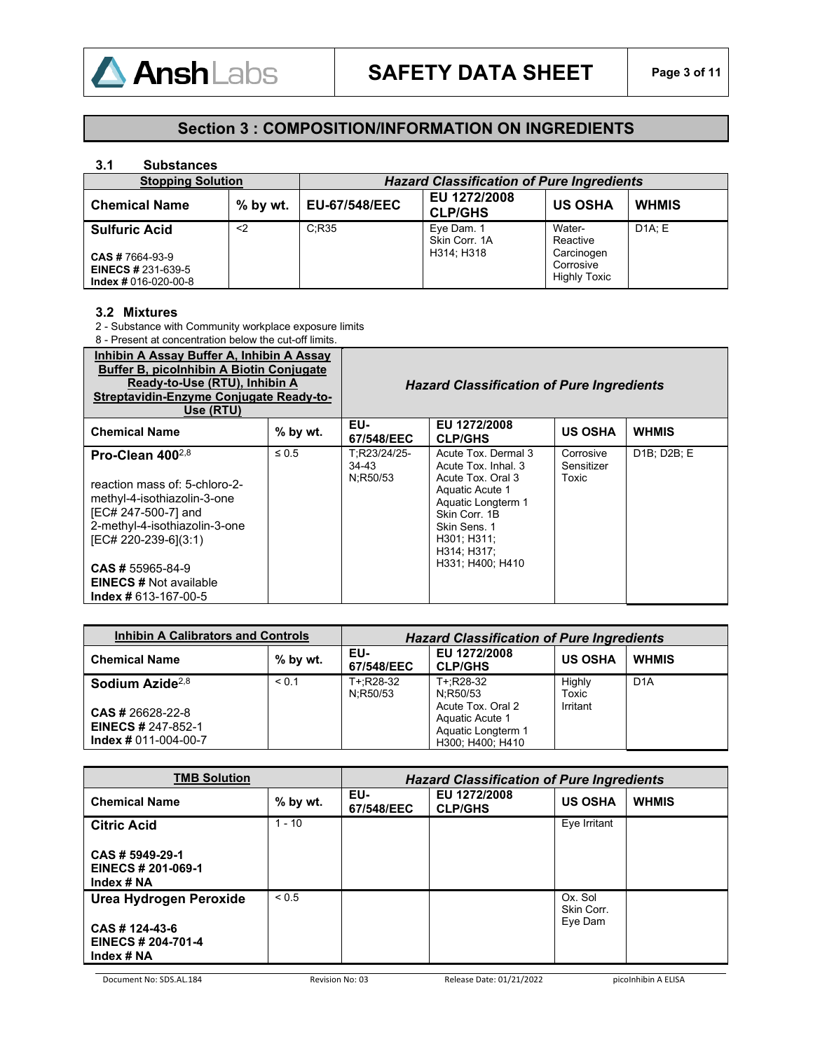## Section 3 : COMPOSITION/INFORMATION ON INGREDIENTS

### 3.1 Substances

| Stopping Solution | | Hazard Classification of Pure Ingredients | | | |
|---|---|---|---|---|---|
| **Chemical Name** | **% by wt.** | **EU-67/548/EEC** | **EU 1272/2008 CLP/GHS** | **US OSHA** | **WHMIS** |
| **Sulfuric Acid**<br><br>**CAS #** 7664-93-9<br>**EINECS #** 231-639-5<br>**Index #** 016-020-00-8 | <2 | C;R35 | Eye Dam. 1<br>Skin Corr. 1A<br>H314; H318 | Water-Reactive<br>Carcinogen<br>Corrosive<br>Highly Toxic | D1A; E |

### 3.2 Mixtures

2 - Substance with Community workplace exposure limits
8 - Present at concentration below the cut-off limits.

| Inhibin A Assay Buffer A, Inhibin A Assay Buffer B, picoInhibin A Biotin Conjugate Ready-to-Use (RTU), Inhibin A Streptavidin-Enzyme Conjugate Ready-to-Use (RTU) | | Hazard Classification of Pure Ingredients | | | |
|---|---|---|---|---|---|
| **Chemical Name** | **% by wt.** | **EU-67/548/EEC** | **EU 1272/2008 CLP/GHS** | **US OSHA** | **WHMIS** |
| **Pro-Clean 400**[2,8]<br><br>reaction mass of: 5-chloro-2-methyl-4-isothiazolin-3-one [EC# 247-500-7] and 2-methyl-4-isothiazolin-3-one [EC# 220-239-6](3:1)<br><br>**CAS #** 55965-84-9<br>**EINECS #** Not available<br>**Index #** 613-167-00-5 | ≤ 0.5 | T;R23/24/25-34-43<br>N;R50/53 | Acute Tox. Dermal 3<br>Acute Tox. Inhal. 3<br>Acute Tox. Oral 3<br>Aquatic Acute 1<br>Aquatic Longterm 1<br>Skin Corr. 1B<br>Skin Sens. 1<br>H301; H311;<br>H314; H317;<br>H331; H400; H410 | Corrosive<br>Sensitizer<br>Toxic | D1B; D2B; E |

| Inhibin A Calibrators and Controls | | Hazard Classification of Pure Ingredients | | | |
|---|---|---|---|---|---|
| **Chemical Name** | **% by wt.** | **EU-67/548/EEC** | **EU 1272/2008 CLP/GHS** | **US OSHA** | **WHMIS** |
| **Sodium Azide**[2,8]<br><br>**CAS #** 26628-22-8<br>**EINECS #** 247-852-1<br>**Index #** 011-004-00-7 | < 0.1 | T+;R28-32<br>N;R50/53 | T+;R28-32<br>N;R50/53<br>Acute Tox. Oral 2<br>Aquatic Acute 1<br>Aquatic Longterm 1<br>H300; H400; H410 | Highly Toxic<br>Irritant | D1A |

| TMB Solution | | Hazard Classification of Pure Ingredients | | | |
|---|---|---|---|---|---|
| **Chemical Name** | **% by wt.** | **EU-67/548/EEC** | **EU 1272/2008 CLP/GHS** | **US OSHA** | **WHMIS** |
| **Citric Acid**<br><br>**CAS # 5949-29-1**<br>**EINECS # 201-069-1**<br>**Index # NA** | 1 - 10 | | | Eye Irritant | |
| **Urea Hydrogen Peroxide**<br><br>**CAS # 124-43-6**<br>**EINECS # 204-701-4**<br>**Index # NA** | < 0.5 | | | Ox. Sol<br>Skin Corr.<br>Eye Dam | |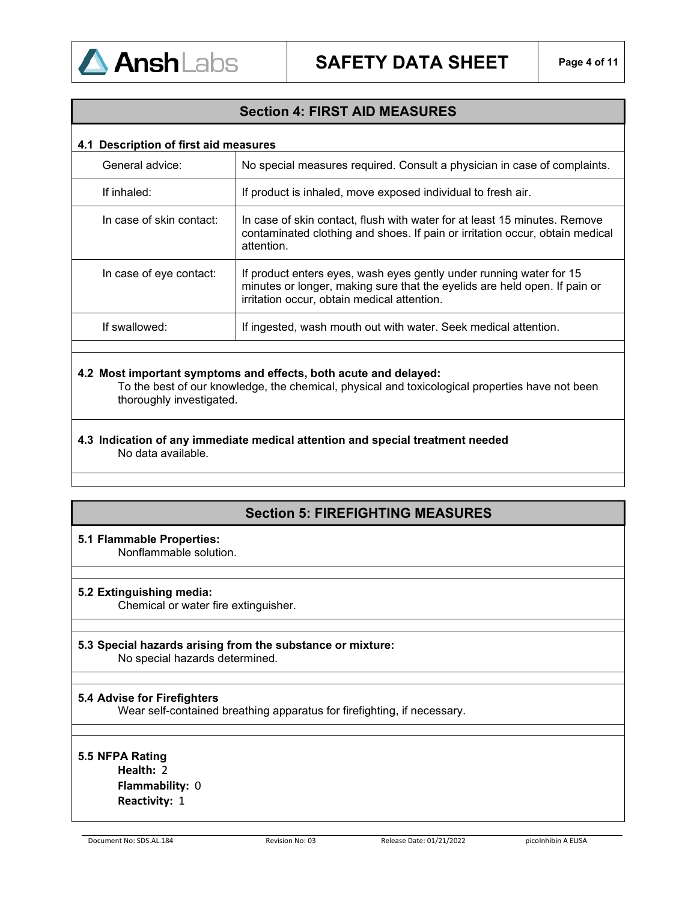## Section 4: FIRST AID MEASURES

### 4.1 Description of first aid measures

| | |
|---|---|
| General advice: | No special measures required. Consult a physician in case of complaints. |
| If inhaled: | If product is inhaled, move exposed individual to fresh air. |
| In case of skin contact: | In case of skin contact, flush with water for at least 15 minutes. Remove contaminated clothing and shoes. If pain or irritation occur, obtain medical attention. |
| In case of eye contact: | If product enters eyes, wash eyes gently under running water for 15 minutes or longer, making sure that the eyelids are held open. If pain or irritation occur, obtain medical attention. |
| If swallowed: | If ingested, wash mouth out with water. Seek medical attention. |

### 4.2 Most important symptoms and effects, both acute and delayed:

To the best of our knowledge, the chemical, physical and toxicological properties have not been thoroughly investigated.

### 4.3 Indication of any immediate medical attention and special treatment needed

No data available.

## Section 5: FIREFIGHTING MEASURES

### 5.1 Flammable Properties:

Nonflammable solution.

### 5.2 Extinguishing media:

Chemical or water fire extinguisher.

### 5.3 Special hazards arising from the substance or mixture:

No special hazards determined.

### 5.4 Advise for Firefighters

Wear self-contained breathing apparatus for firefighting, if necessary.

### 5.5 NFPA Rating

**Health:** 2
**Flammability:** 0
**Reactivity:** 1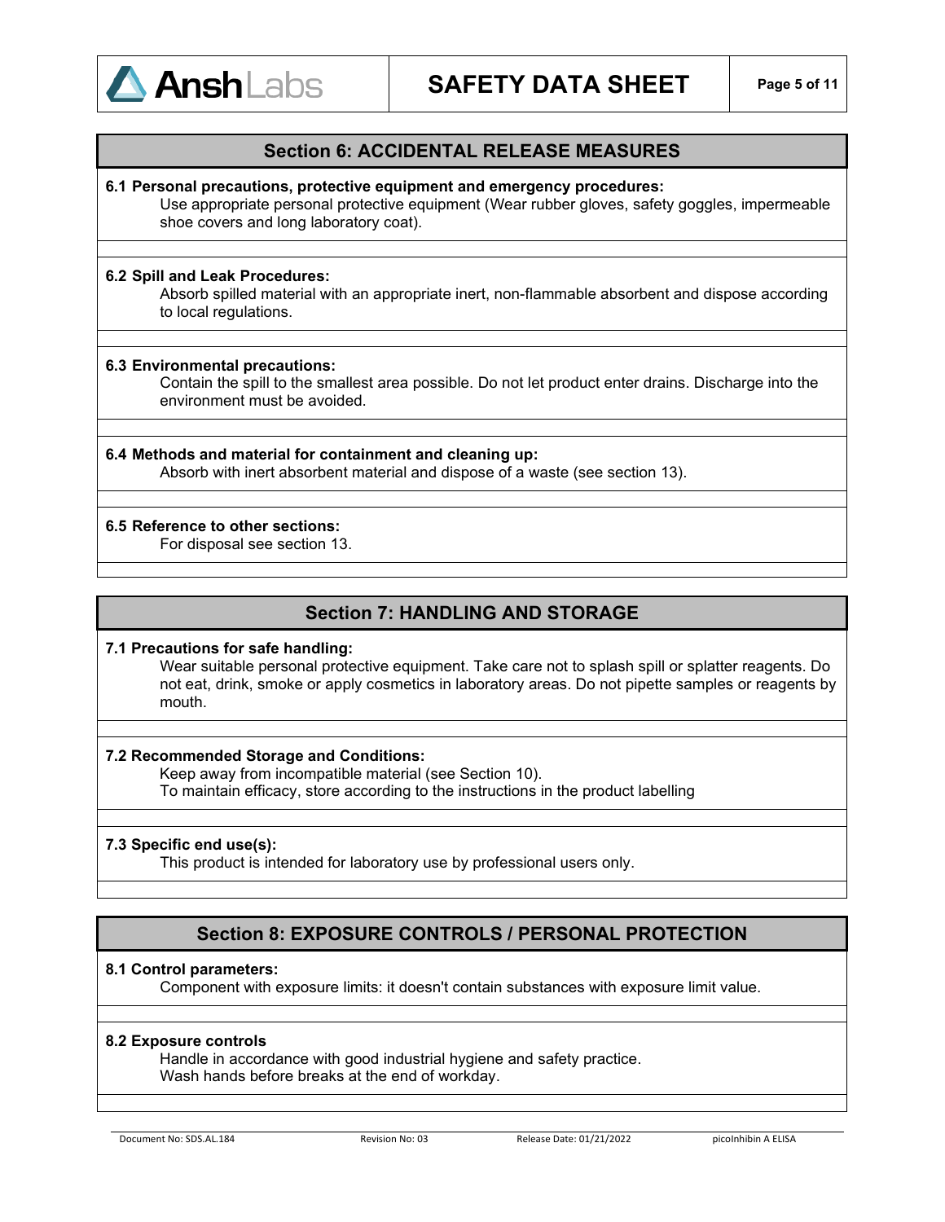## Section 6: ACCIDENTAL RELEASE MEASURES

**6.1 Personal precautions, protective equipment and emergency procedures:**
Use appropriate personal protective equipment (Wear rubber gloves, safety goggles, impermeable shoe covers and long laboratory coat).

**6.2 Spill and Leak Procedures:**
Absorb spilled material with an appropriate inert, non-flammable absorbent and dispose according to local regulations.

**6.3 Environmental precautions:**
Contain the spill to the smallest area possible. Do not let product enter drains. Discharge into the environment must be avoided.

**6.4 Methods and material for containment and cleaning up:**
Absorb with inert absorbent material and dispose of a waste (see section 13).

**6.5 Reference to other sections:**
For disposal see section 13.

## Section 7: HANDLING AND STORAGE

**7.1 Precautions for safe handling:**
Wear suitable personal protective equipment. Take care not to splash spill or splatter reagents. Do not eat, drink, smoke or apply cosmetics in laboratory areas. Do not pipette samples or reagents by mouth.

**7.2 Recommended Storage and Conditions:**
Keep away from incompatible material (see Section 10).
To maintain efficacy, store according to the instructions in the product labelling

**7.3 Specific end use(s):**
This product is intended for laboratory use by professional users only.

## Section 8: EXPOSURE CONTROLS / PERSONAL PROTECTION

**8.1 Control parameters:**
Component with exposure limits: it doesn't contain substances with exposure limit value.

**8.2 Exposure controls**
Handle in accordance with good industrial hygiene and safety practice.
Wash hands before breaks at the end of workday.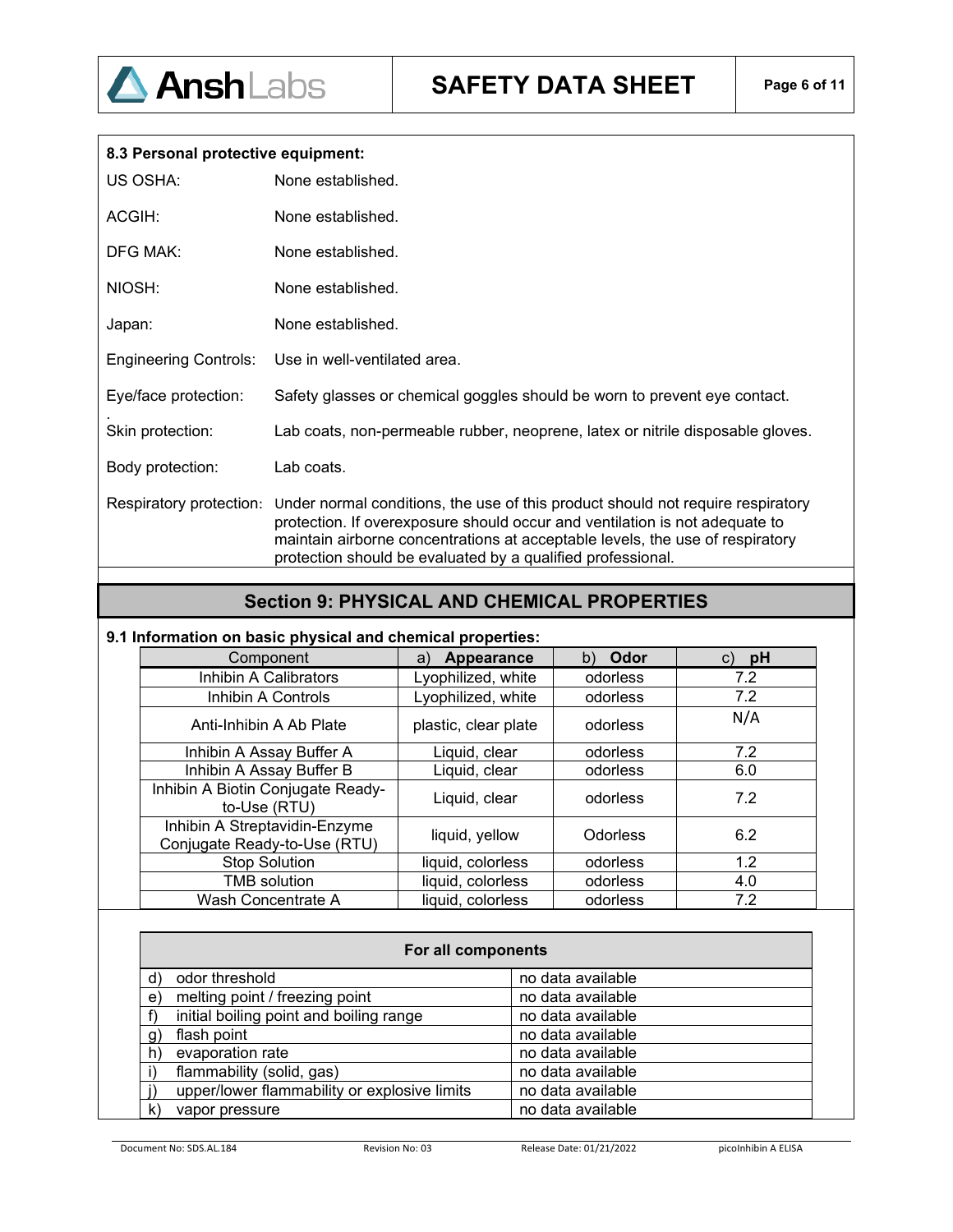**8.3 Personal protective equipment:**

US OSHA: None established.

ACGIH: None established.

DFG MAK: None established.

NIOSH: None established.

Japan: None established.

Engineering Controls: Use in well-ventilated area.

Eye/face protection: Safety glasses or chemical goggles should be worn to prevent eye contact.

Skin protection: Lab coats, non-permeable rubber, neoprene, latex or nitrile disposable gloves.

Body protection: Lab coats.

Respiratory protection: Under normal conditions, the use of this product should not require respiratory protection. If overexposure should occur and ventilation is not adequate to maintain airborne concentrations at acceptable levels, the use of respiratory protection should be evaluated by a qualified professional.

## Section 9: PHYSICAL AND CHEMICAL PROPERTIES

**9.1 Information on basic physical and chemical properties:**

| Component | a) **Appearance** | b) **Odor** | c) **pH** |
|---|---|---|---|
| Inhibin A Calibrators | Lyophilized, white | odorless | 7.2 |
| Inhibin A Controls | Lyophilized, white | odorless | 7.2 |
| Anti-Inhibin A Ab Plate | plastic, clear plate | odorless | N/A |
| Inhibin A Assay Buffer A | Liquid, clear | odorless | 7.2 |
| Inhibin A Assay Buffer B | Liquid, clear | odorless | 6.0 |
| Inhibin A Biotin Conjugate Ready-to-Use (RTU) | Liquid, clear | odorless | 7.2 |
| Inhibin A Streptavidin-Enzyme Conjugate Ready-to-Use (RTU) | liquid, yellow | Odorless | 6.2 |
| Stop Solution | liquid, colorless | odorless | 1.2 |
| TMB solution | liquid, colorless | odorless | 4.0 |
| Wash Concentrate A | liquid, colorless | odorless | 7.2 |

| **For all components** | |
|---|---|
| d) odor threshold | no data available |
| e) melting point / freezing point | no data available |
| f) initial boiling point and boiling range | no data available |
| g) flash point | no data available |
| h) evaporation rate | no data available |
| i) flammability (solid, gas) | no data available |
| j) upper/lower flammability or explosive limits | no data available |
| k) vapor pressure | no data available |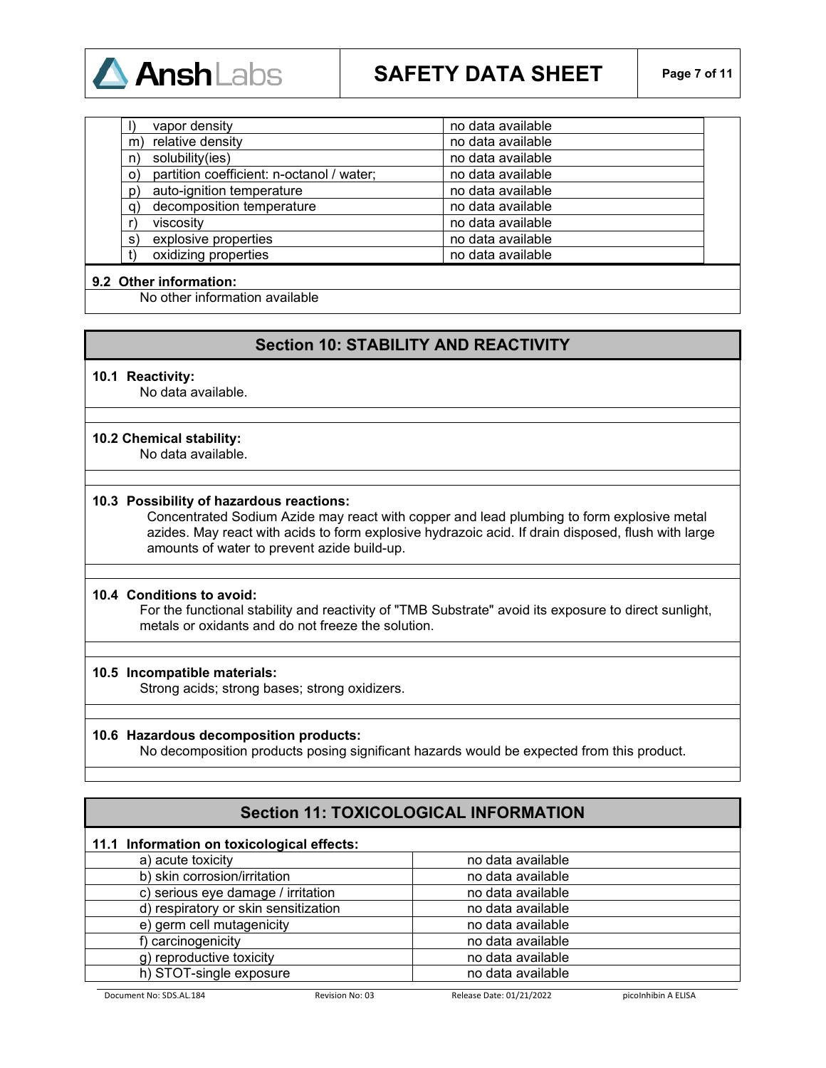| | |
|---|---|
| l) vapor density | no data available |
| m) relative density | no data available |
| n) solubility(ies) | no data available |
| o) partition coefficient: n-octanol / water; | no data available |
| p) auto-ignition temperature | no data available |
| q) decomposition temperature | no data available |
| r) viscosity | no data available |
| s) explosive properties | no data available |
| t) oxidizing properties | no data available |

**9.2 Other information:**

No other information available

## Section 10: STABILITY AND REACTIVITY

**10.1 Reactivity:**

No data available.

**10.2 Chemical stability:**

No data available.

**10.3 Possibility of hazardous reactions:**

Concentrated Sodium Azide may react with copper and lead plumbing to form explosive metal azides. May react with acids to form explosive hydrazoic acid. If drain disposed, flush with large amounts of water to prevent azide build-up.

**10.4 Conditions to avoid:**

For the functional stability and reactivity of "TMB Substrate" avoid its exposure to direct sunlight, metals or oxidants and do not freeze the solution.

**10.5 Incompatible materials:**

Strong acids; strong bases; strong oxidizers.

**10.6 Hazardous decomposition products:**

No decomposition products posing significant hazards would be expected from this product.

## Section 11: TOXICOLOGICAL INFORMATION

**11.1 Information on toxicological effects:**

| | |
|---|---|
| a) acute toxicity | no data available |
| b) skin corrosion/irritation | no data available |
| c) serious eye damage / irritation | no data available |
| d) respiratory or skin sensitization | no data available |
| e) germ cell mutagenicity | no data available |
| f) carcinogenicity | no data available |
| g) reproductive toxicity | no data available |
| h) STOT-single exposure | no data available |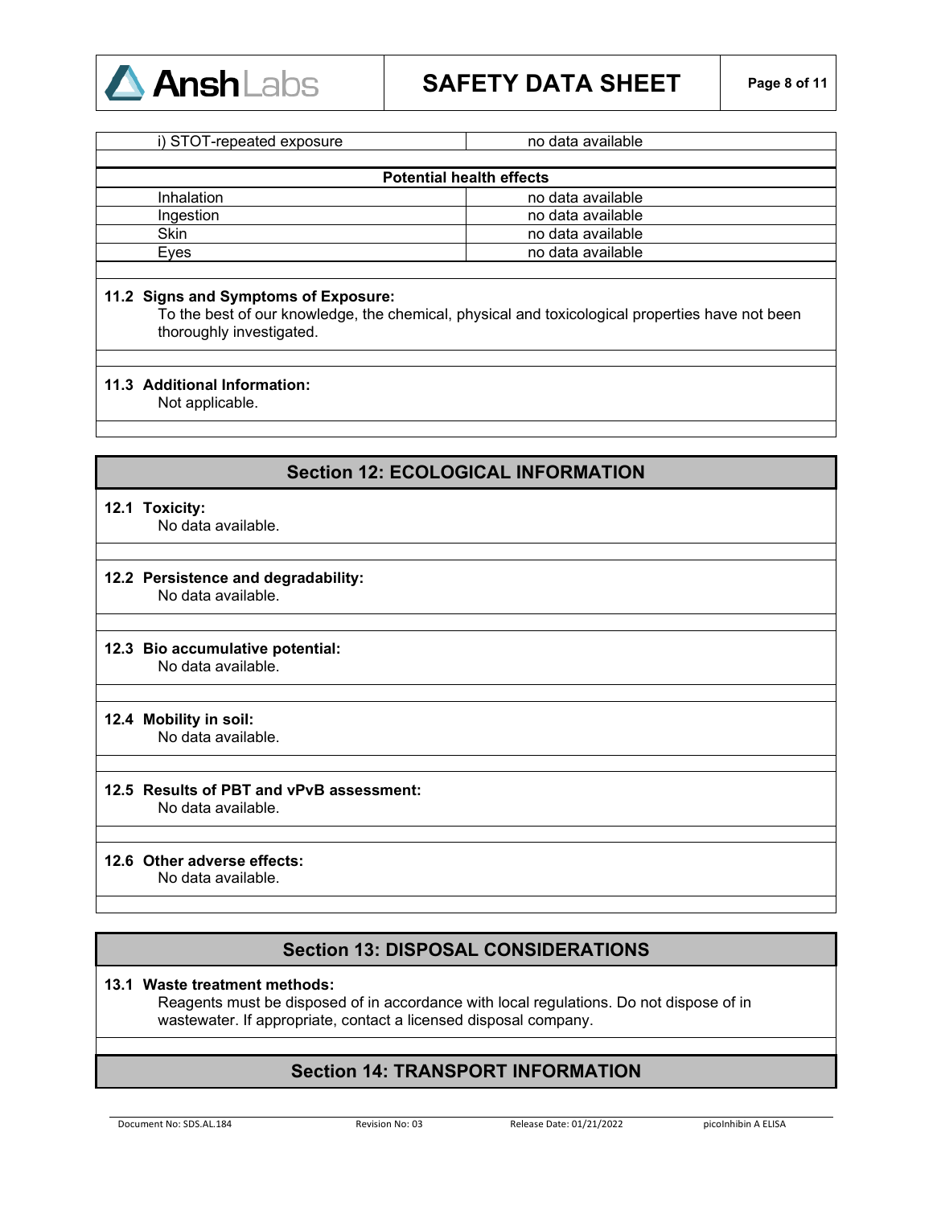| i) STOT-repeated exposure | no data available |
|---|---|

| Potential health effects | |
|---|---|
| Inhalation | no data available |
| Ingestion | no data available |
| Skin | no data available |
| Eyes | no data available |

**11.2 Signs and Symptoms of Exposure:**
To the best of our knowledge, the chemical, physical and toxicological properties have not been thoroughly investigated.

**11.3 Additional Information:**
Not applicable.

## Section 12: ECOLOGICAL INFORMATION

**12.1 Toxicity:**
No data available.

**12.2 Persistence and degradability:**
No data available.

**12.3 Bio accumulative potential:**
No data available.

**12.4 Mobility in soil:**
No data available.

**12.5 Results of PBT and vPvB assessment:**
No data available.

**12.6 Other adverse effects:**
No data available.

## Section 13: DISPOSAL CONSIDERATIONS

**13.1 Waste treatment methods:**
Reagents must be disposed of in accordance with local regulations. Do not dispose of in wastewater. If appropriate, contact a licensed disposal company.

## Section 14: TRANSPORT INFORMATION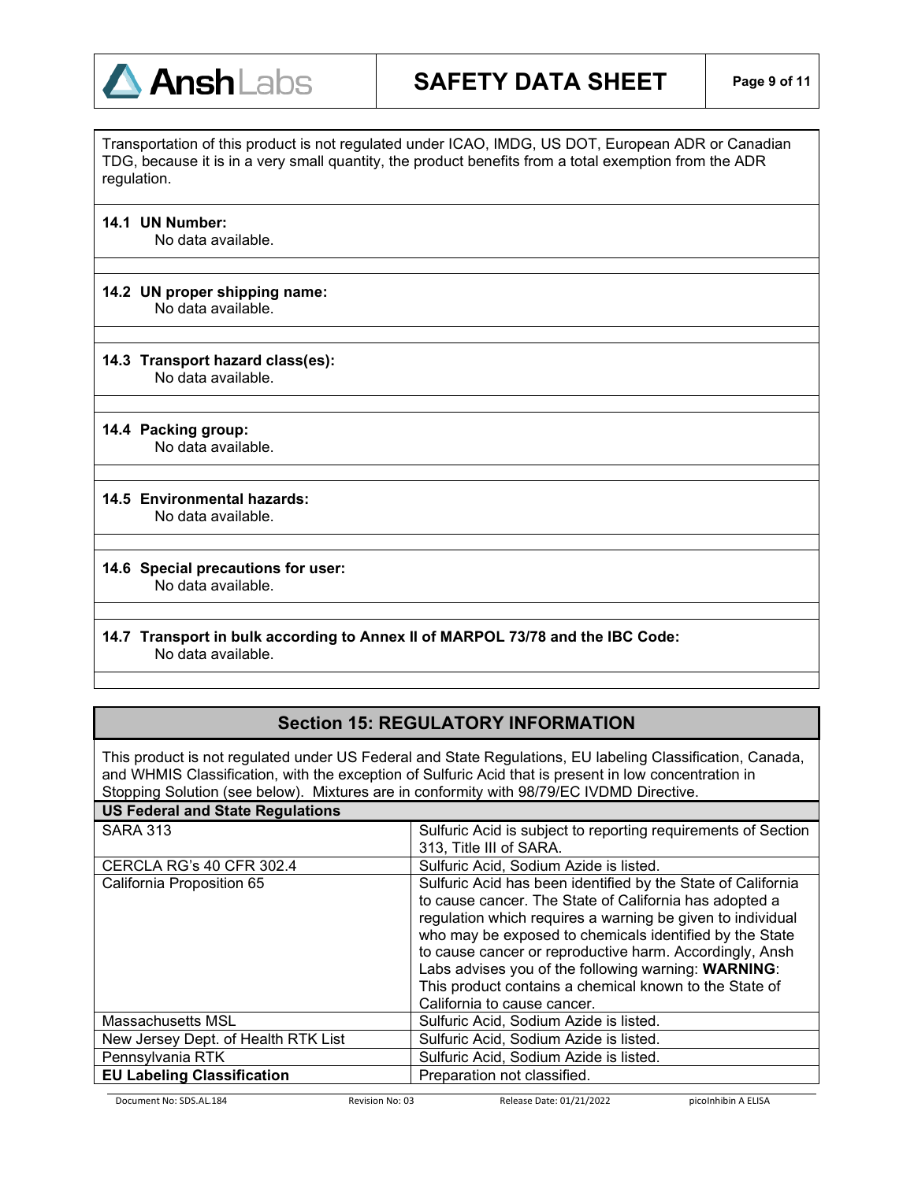Transportation of this product is not regulated under ICAO, IMDG, US DOT, European ADR or Canadian TDG, because it is in a very small quantity, the product benefits from a total exemption from the ADR regulation.

**14.1 UN Number:**
No data available.

**14.2 UN proper shipping name:**
No data available.

**14.3 Transport hazard class(es):**
No data available.

**14.4 Packing group:**
No data available.

**14.5 Environmental hazards:**
No data available.

**14.6 Special precautions for user:**
No data available.

**14.7 Transport in bulk according to Annex II of MARPOL 73/78 and the IBC Code:**
No data available.

## Section 15: REGULATORY INFORMATION

This product is not regulated under US Federal and State Regulations, EU labeling Classification, Canada, and WHMIS Classification, with the exception of Sulfuric Acid that is present in low concentration in Stopping Solution (see below). Mixtures are in conformity with 98/79/EC IVDMD Directive.

| **US Federal and State Regulations** | |
|---|---|
| SARA 313 | Sulfuric Acid is subject to reporting requirements of Section 313, Title III of SARA. |
| CERCLA RG's 40 CFR 302.4 | Sulfuric Acid, Sodium Azide is listed. |
| California Proposition 65 | Sulfuric Acid has been identified by the State of California to cause cancer. The State of California has adopted a regulation which requires a warning be given to individual who may be exposed to chemicals identified by the State to cause cancer or reproductive harm. Accordingly, Ansh Labs advises you of the following warning: **WARNING**: This product contains a chemical known to the State of California to cause cancer. |
| Massachusetts MSL | Sulfuric Acid, Sodium Azide is listed. |
| New Jersey Dept. of Health RTK List | Sulfuric Acid, Sodium Azide is listed. |
| Pennsylvania RTK | Sulfuric Acid, Sodium Azide is listed. |
| **EU Labeling Classification** | Preparation not classified. |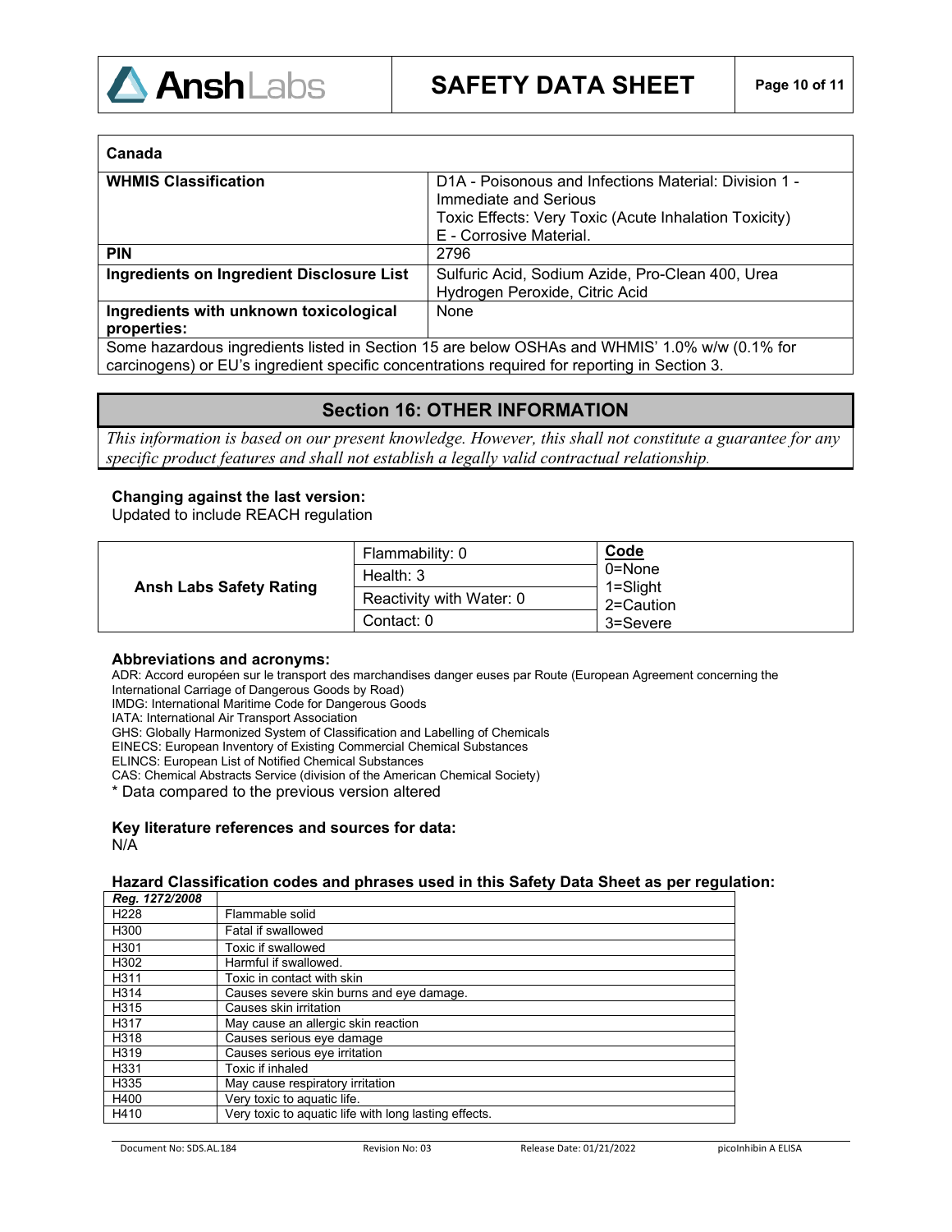| Canada | |
|---|---|
| **WHMIS Classification** | D1A - Poisonous and Infections Material: Division 1 - Immediate and Serious<br>Toxic Effects: Very Toxic (Acute Inhalation Toxicity)<br>E - Corrosive Material. |
| **PIN** | 2796 |
| **Ingredients on Ingredient Disclosure List** | Sulfuric Acid, Sodium Azide, Pro-Clean 400, Urea Hydrogen Peroxide, Citric Acid |
| **Ingredients with unknown toxicological properties:** | None |
| Some hazardous ingredients listed in Section 15 are below OSHAs and WHMIS' 1.0% w/w (0.1% for carcinogens) or EU's ingredient specific concentrations required for reporting in Section 3. | |

## Section 16: OTHER INFORMATION

*This information is based on our present knowledge. However, this shall not constitute a guarantee for any specific product features and shall not establish a legally valid contractual relationship.*

**Changing against the last version:**
Updated to include REACH regulation

| | | Code |
|---|---|---|
| **Ansh Labs Safety Rating** | Flammability: 0 | 0=None |
| | Health: 3 | 1=Slight |
| | Reactivity with Water: 0 | 2=Caution |
| | Contact: 0 | 3=Severe |

**Abbreviations and acronyms:**

ADR: Accord européen sur le transport des marchandises danger euses par Route (European Agreement concerning the International Carriage of Dangerous Goods by Road)
IMDG: International Maritime Code for Dangerous Goods
IATA: International Air Transport Association
GHS: Globally Harmonized System of Classification and Labelling of Chemicals
EINECS: European Inventory of Existing Commercial Chemical Substances
ELINCS: European List of Notified Chemical Substances
CAS: Chemical Abstracts Service (division of the American Chemical Society)
* Data compared to the previous version altered

**Key literature references and sources for data:**
N/A

**Hazard Classification codes and phrases used in this Safety Data Sheet as per regulation:**

| *Reg. 1272/2008* | |
|---|---|
| H228 | Flammable solid |
| H300 | Fatal if swallowed |
| H301 | Toxic if swallowed |
| H302 | Harmful if swallowed. |
| H311 | Toxic in contact with skin |
| H314 | Causes severe skin burns and eye damage. |
| H315 | Causes skin irritation |
| H317 | May cause an allergic skin reaction |
| H318 | Causes serious eye damage |
| H319 | Causes serious eye irritation |
| H331 | Toxic if inhaled |
| H335 | May cause respiratory irritation |
| H400 | Very toxic to aquatic life. |
| H410 | Very toxic to aquatic life with long lasting effects. |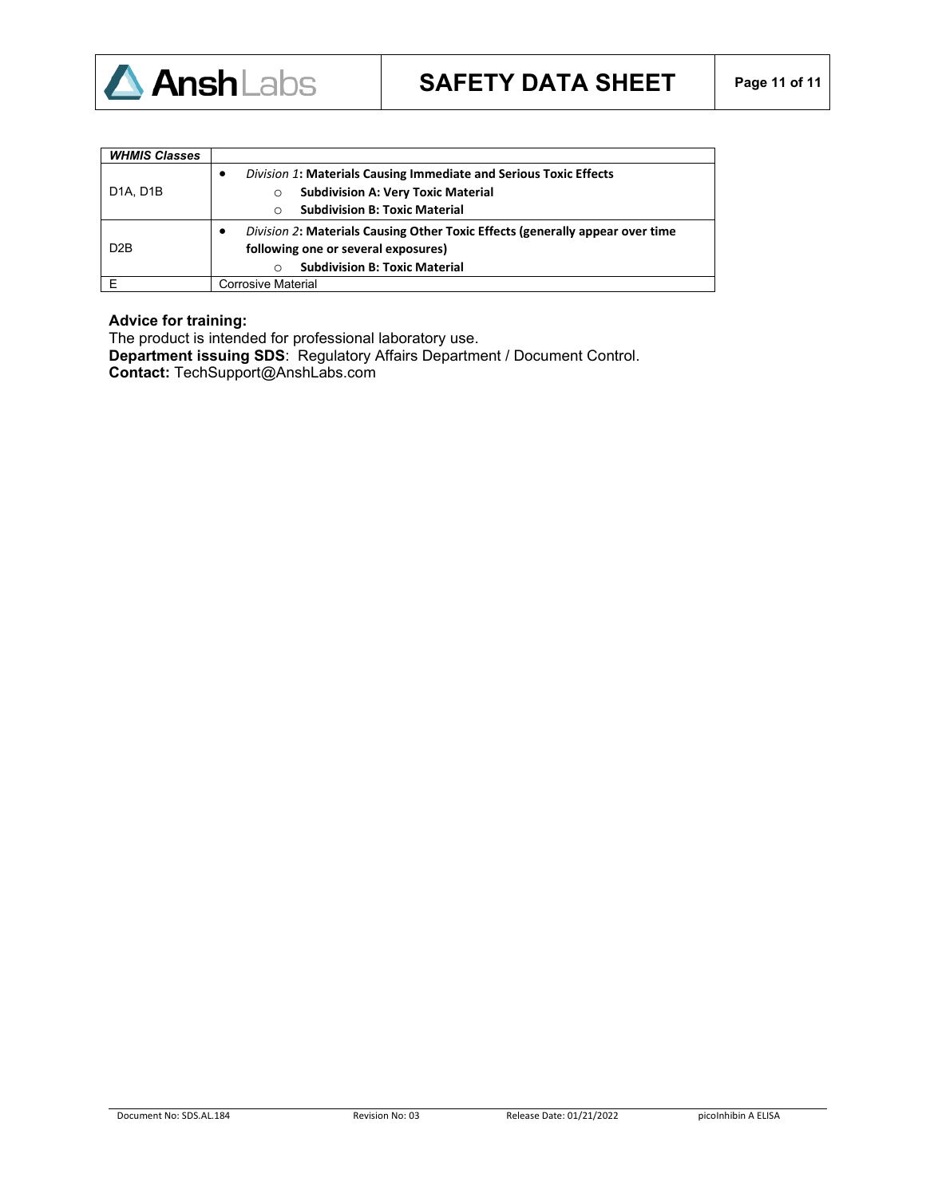| *WHMIS Classes* | |
|---|---|
| D1A, D1B | • *Division 1*: **Materials Causing Immediate and Serious Toxic Effects**<br>○ **Subdivision A: Very Toxic Material**<br>○ **Subdivision B: Toxic Material** |
| D2B | • *Division 2*: **Materials Causing Other Toxic Effects (generally appear over time following one or several exposures)**<br>○ **Subdivision B: Toxic Material** |
| E | Corrosive Material |

**Advice for training:**
The product is intended for professional laboratory use.
**Department issuing SDS**: Regulatory Affairs Department / Document Control.
**Contact:** TechSupport@AnshLabs.com